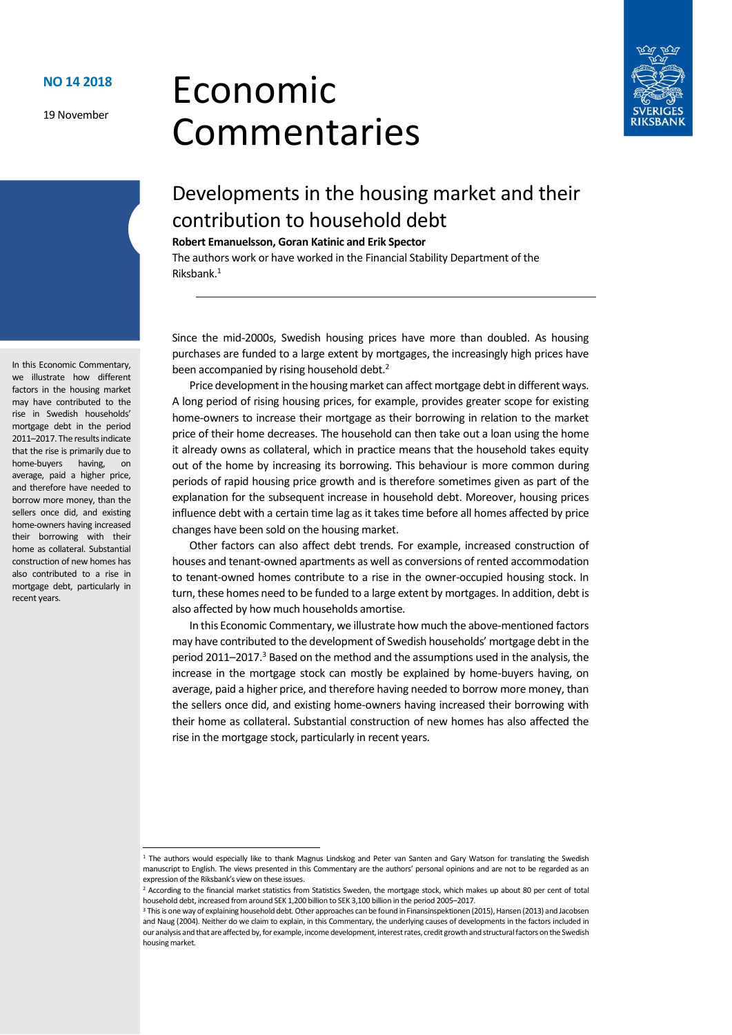NO 14 2018

19 November

# Economic Commentaries

## Developments in the housing market and their contribution to household debt

**Robert Emanuelsson, Goran Katinic and Erik Spector**

The authors work or have worked in the Financial Stability Department of the Riksbank.[1]

In this Economic Commentary, we illustrate how different factors in the housing market may have contributed to the rise in Swedish households' mortgage debt in the period 2011–2017. The results indicate that the rise is primarily due to home-buyers having, on average, paid a higher price, and therefore have needed to borrow more money, than the sellers once did, and existing home-owners having increased their borrowing with their home as collateral. Substantial construction of new homes has also contributed to a rise in mortgage debt, particularly in recent years.

Since the mid-2000s, Swedish housing prices have more than doubled. As housing purchases are funded to a large extent by mortgages, the increasingly high prices have been accompanied by rising household debt.[2]

Price development in the housing market can affect mortgage debt in different ways. A long period of rising housing prices, for example, provides greater scope for existing home-owners to increase their mortgage as their borrowing in relation to the market price of their home decreases. The household can then take out a loan using the home it already owns as collateral, which in practice means that the household takes equity out of the home by increasing its borrowing. This behaviour is more common during periods of rapid housing price growth and is therefore sometimes given as part of the explanation for the subsequent increase in household debt. Moreover, housing prices influence debt with a certain time lag as it takes time before all homes affected by price changes have been sold on the housing market.

Other factors can also affect debt trends. For example, increased construction of houses and tenant-owned apartments as well as conversions of rented accommodation to tenant-owned homes contribute to a rise in the owner-occupied housing stock. In turn, these homes need to be funded to a large extent by mortgages. In addition, debt is also affected by how much households amortise.

In this Economic Commentary, we illustrate how much the above-mentioned factors may have contributed to the development of Swedish households' mortgage debt in the period 2011–2017.[3] Based on the method and the assumptions used in the analysis, the increase in the mortgage stock can mostly be explained by home-buyers having, on average, paid a higher price, and therefore having needed to borrow more money, than the sellers once did, and existing home-owners having increased their borrowing with their home as collateral. Substantial construction of new homes has also affected the rise in the mortgage stock, particularly in recent years.

---

[1] The authors would especially like to thank Magnus Lindskog and Peter van Santen and Gary Watson for translating the Swedish manuscript to English. The views presented in this Commentary are the authors' personal opinions and are not to be regarded as an expression of the Riksbank's view on these issues.

[2] According to the financial market statistics from Statistics Sweden, the mortgage stock, which makes up about 80 per cent of total household debt, increased from around SEK 1,200 billion to SEK 3,100 billion in the period 2005–2017.

[3] This is one way of explaining household debt. Other approaches can be found in Finansinspektionen (2015), Hansen (2013) and Jacobsen and Naug (2004). Neither do we claim to explain, in this Commentary, the underlying causes of developments in the factors included in our analysis and that are affected by, for example, income development, interest rates, credit growth and structural factors on the Swedish housing market.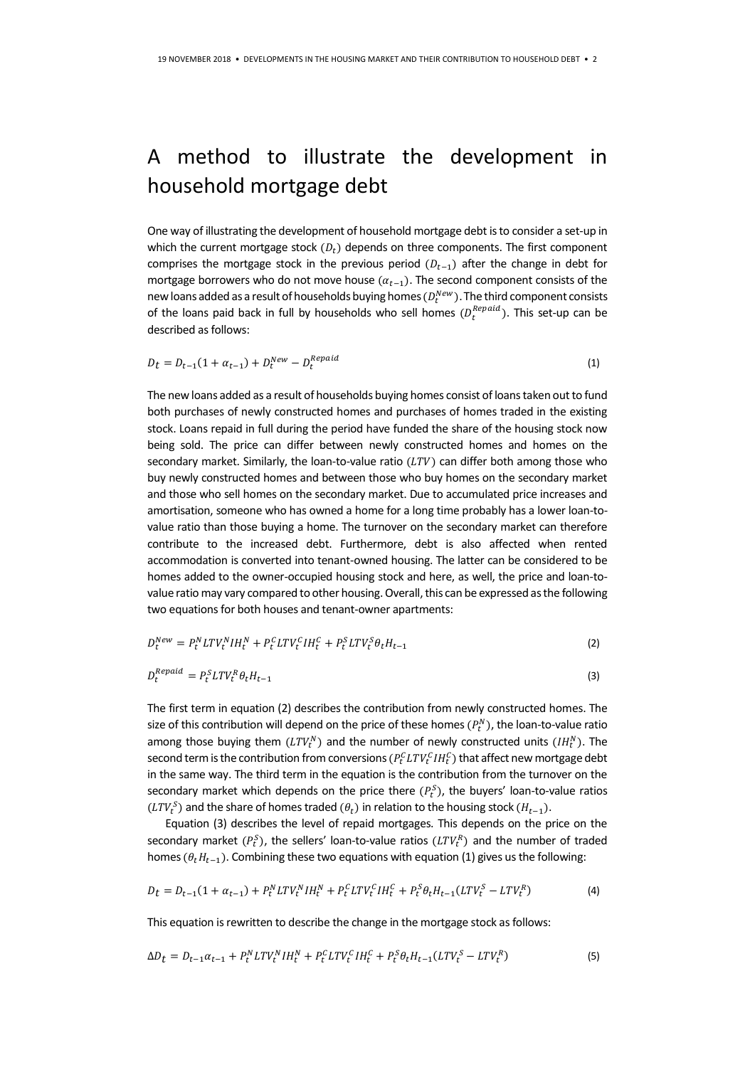# A method to illustrate the development in household mortgage debt

One way of illustrating the development of household mortgage debt is to consider a set-up in which the current mortgage stock ($D_t$) depends on three components. The first component comprises the mortgage stock in the previous period ($D_{t-1}$) after the change in debt for mortgage borrowers who do not move house ($\alpha_{t-1}$). The second component consists of the new loans added as a result of households buying homes ($D_t^{New}$). The third component consists of the loans paid back in full by households who sell homes ($D_t^{Repaid}$). This set-up can be described as follows:

$$D_t = D_{t-1}(1 + \alpha_{t-1}) + D_t^{New} - D_t^{Repaid} \tag{1}$$

The new loans added as a result of households buying homes consist of loans taken out to fund both purchases of newly constructed homes and purchases of homes traded in the existing stock. Loans repaid in full during the period have funded the share of the housing stock now being sold. The price can differ between newly constructed homes and homes on the secondary market. Similarly, the loan-to-value ratio ($LTV$) can differ both among those who buy newly constructed homes and between those who buy homes on the secondary market and those who sell homes on the secondary market. Due to accumulated price increases and amortisation, someone who has owned a home for a long time probably has a lower loan-to-value ratio than those buying a home. The turnover on the secondary market can therefore contribute to the increased debt. Furthermore, debt is also affected when rented accommodation is converted into tenant-owned housing. The latter can be considered to be homes added to the owner-occupied housing stock and here, as well, the price and loan-to-value ratio may vary compared to other housing. Overall, this can be expressed as the following two equations for both houses and tenant-owner apartments:

$$D_t^{New} = P_t^N LTV_t^N IH_t^N + P_t^C LTV_t^C IH_t^C + P_t^S LTV_t^S \theta_t H_{t-1} \tag{2}$$

$$D_t^{Repaid} = P_t^S LTV_t^R \theta_t H_{t-1} \tag{3}$$

The first term in equation (2) describes the contribution from newly constructed homes. The size of this contribution will depend on the price of these homes ($P_t^N$), the loan-to-value ratio among those buying them ($LTV_t^N$) and the number of newly constructed units ($IH_t^N$). The second term is the contribution from conversions ($P_t^C LTV_t^C IH_t^C$) that affect new mortgage debt in the same way. The third term in the equation is the contribution from the turnover on the secondary market which depends on the price there ($P_t^S$), the buyers' loan-to-value ratios ($LTV_t^S$) and the share of homes traded ($\theta_t$) in relation to the housing stock ($H_{t-1}$).

Equation (3) describes the level of repaid mortgages. This depends on the price on the secondary market ($P_t^S$), the sellers' loan-to-value ratios ($LTV_t^R$) and the number of traded homes ($\theta_t H_{t-1}$). Combining these two equations with equation (1) gives us the following:

$$D_t = D_{t-1}(1 + \alpha_{t-1}) + P_t^N LTV_t^N IH_t^N + P_t^C LTV_t^C IH_t^C + P_t^S \theta_t H_{t-1}(LTV_t^S - LTV_t^R) \tag{4}$$

This equation is rewritten to describe the change in the mortgage stock as follows:

$$\Delta D_t = D_{t-1}\alpha_{t-1} + P_t^N LTV_t^N IH_t^N + P_t^C LTV_t^C IH_t^C + P_t^S \theta_t H_{t-1}(LTV_t^S - LTV_t^R) \tag{5}$$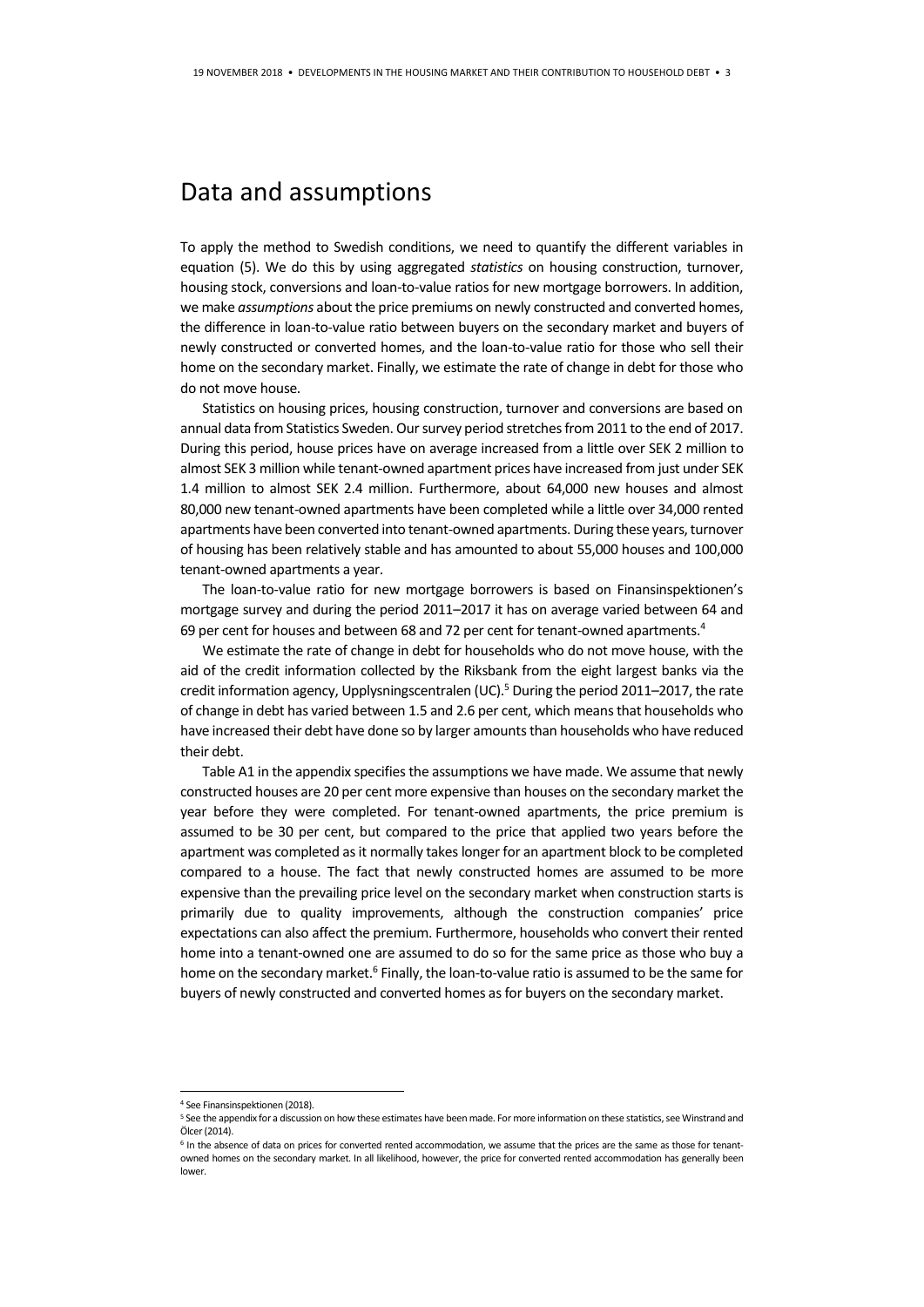# Data and assumptions

To apply the method to Swedish conditions, we need to quantify the different variables in equation (5). We do this by using aggregated *statistics* on housing construction, turnover, housing stock, conversions and loan-to-value ratios for new mortgage borrowers. In addition, we make *assumptions* about the price premiums on newly constructed and converted homes, the difference in loan-to-value ratio between buyers on the secondary market and buyers of newly constructed or converted homes, and the loan-to-value ratio for those who sell their home on the secondary market. Finally, we estimate the rate of change in debt for those who do not move house.

Statistics on housing prices, housing construction, turnover and conversions are based on annual data from Statistics Sweden. Our survey period stretches from 2011 to the end of 2017. During this period, house prices have on average increased from a little over SEK 2 million to almost SEK 3 million while tenant-owned apartment prices have increased from just under SEK 1.4 million to almost SEK 2.4 million. Furthermore, about 64,000 new houses and almost 80,000 new tenant-owned apartments have been completed while a little over 34,000 rented apartments have been converted into tenant-owned apartments. During these years, turnover of housing has been relatively stable and has amounted to about 55,000 houses and 100,000 tenant-owned apartments a year.

The loan-to-value ratio for new mortgage borrowers is based on Finansinspektionen's mortgage survey and during the period 2011–2017 it has on average varied between 64 and 69 per cent for houses and between 68 and 72 per cent for tenant-owned apartments.[4]

We estimate the rate of change in debt for households who do not move house, with the aid of the credit information collected by the Riksbank from the eight largest banks via the credit information agency, Upplysningscentralen (UC).[5] During the period 2011–2017, the rate of change in debt has varied between 1.5 and 2.6 per cent, which means that households who have increased their debt have done so by larger amounts than households who have reduced their debt.

Table A1 in the appendix specifies the assumptions we have made. We assume that newly constructed houses are 20 per cent more expensive than houses on the secondary market the year before they were completed. For tenant-owned apartments, the price premium is assumed to be 30 per cent, but compared to the price that applied two years before the apartment was completed as it normally takes longer for an apartment block to be completed compared to a house. The fact that newly constructed homes are assumed to be more expensive than the prevailing price level on the secondary market when construction starts is primarily due to quality improvements, although the construction companies' price expectations can also affect the premium. Furthermore, households who convert their rented home into a tenant-owned one are assumed to do so for the same price as those who buy a home on the secondary market.[6] Finally, the loan-to-value ratio is assumed to be the same for buyers of newly constructed and converted homes as for buyers on the secondary market.

---

[4] See Finansinspektionen (2018).

[5] See the appendix for a discussion on how these estimates have been made. For more information on these statistics, see Winstrand and Ölcer (2014).

[6] In the absence of data on prices for converted rented accommodation, we assume that the prices are the same as those for tenant-owned homes on the secondary market. In all likelihood, however, the price for converted rented accommodation has generally been lower.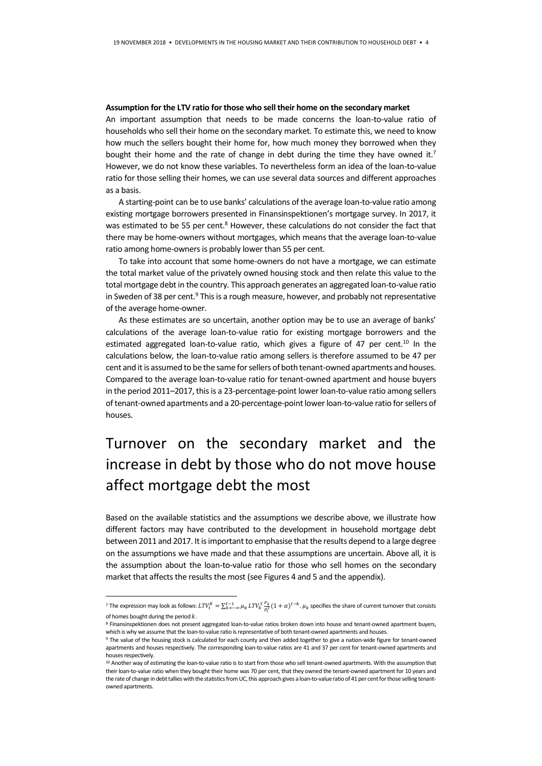**Assumption for the LTV ratio for those who sell their home on the secondary market**

An important assumption that needs to be made concerns the loan-to-value ratio of households who sell their home on the secondary market. To estimate this, we need to know how much the sellers bought their home for, how much money they borrowed when they bought their home and the rate of change in debt during the time they have owned it.[7] However, we do not know these variables. To nevertheless form an idea of the loan-to-value ratio for those selling their homes, we can use several data sources and different approaches as a basis.

A starting-point can be to use banks' calculations of the average loan-to-value ratio among existing mortgage borrowers presented in Finansinspektionen's mortgage survey. In 2017, it was estimated to be 55 per cent.[8] However, these calculations do not consider the fact that there may be home-owners without mortgages, which means that the average loan-to-value ratio among home-owners is probably lower than 55 per cent.

To take into account that some home-owners do not have a mortgage, we can estimate the total market value of the privately owned housing stock and then relate this value to the total mortgage debt in the country. This approach generates an aggregated loan-to-value ratio in Sweden of 38 per cent.[9] This is a rough measure, however, and probably not representative of the average home-owner.

As these estimates are so uncertain, another option may be to use an average of banks' calculations of the average loan-to-value ratio for existing mortgage borrowers and the estimated aggregated loan-to-value ratio, which gives a figure of 47 per cent.[10] In the calculations below, the loan-to-value ratio among sellers is therefore assumed to be 47 per cent and it is assumed to be the same for sellers of both tenant-owned apartments and houses. Compared to the average loan-to-value ratio for tenant-owned apartment and house buyers in the period 2011–2017, this is a 23-percentage-point lower loan-to-value ratio among sellers of tenant-owned apartments and a 20-percentage-point lower loan-to-value ratio for sellers of houses.

# Turnover on the secondary market and the increase in debt by those who do not move house affect mortgage debt the most

Based on the available statistics and the assumptions we describe above, we illustrate how different factors may have contributed to the development in household mortgage debt between 2011 and 2017. It is important to emphasise that the results depend to a large degree on the assumptions we have made and that these assumptions are uncertain. Above all, it is the assumption about the loan-to-value ratio for those who sell homes on the secondary market that affects the results the most (see Figures 4 and 5 and the appendix).

---

[7] The expression may look as follows: $LTV_t^R = \sum_{k=-\infty}^{t-1} \mu_k \, LTV_k^S \frac{P_k}{P_t^S} (1+\alpha)^{t-k}$. $\mu_k$ specifies the share of current turnover that consists of homes bought during the period $k$.

[8] Finansinspektionen does not present aggregated loan-to-value ratios broken down into house and tenant-owned apartment buyers, which is why we assume that the loan-to-value ratio is representative of both tenant-owned apartments and houses.

[9] The value of the housing stock is calculated for each county and then added together to give a nation-wide figure for tenant-owned apartments and houses respectively. The corresponding loan-to-value ratios are 41 and 37 per cent for tenant-owned apartments and houses respectively.

[10] Another way of estimating the loan-to-value ratio is to start from those who sell tenant-owned apartments. With the assumption that their loan-to-value ratio when they bought their home was 70 per cent, that they owned the tenant-owned apartment for 10 years and the rate of change in debt tallies with the statistics from UC, this approach gives a loan-to-value ratio of 41 per cent for those selling tenant-owned apartments.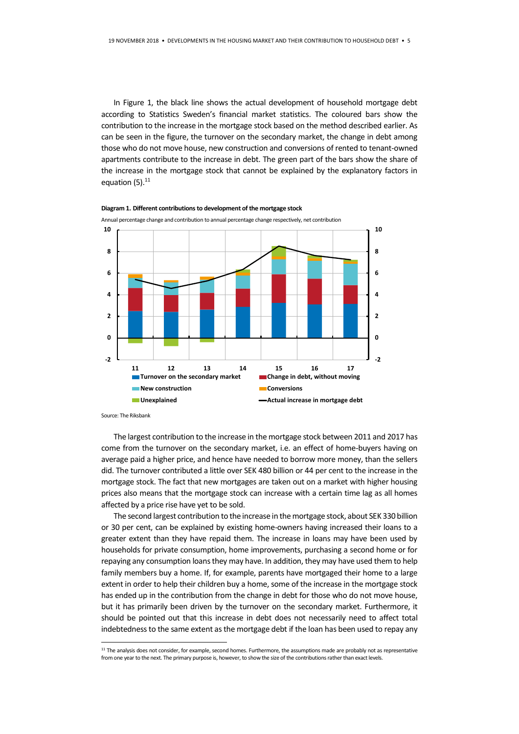In Figure 1, the black line shows the actual development of household mortgage debt according to Statistics Sweden's financial market statistics. The coloured bars show the contribution to the increase in the mortgage stock based on the method described earlier. As can be seen in the figure, the turnover on the secondary market, the change in debt among those who do not move house, new construction and conversions of rented to tenant-owned apartments contribute to the increase in debt. The green part of the bars show the share of the increase in the mortgage stock that cannot be explained by the explanatory factors in equation (5).[11]

**Diagram 1. Different contributions to development of the mortgage stock**

Annual percentage change and contribution to annual percentage change respectively, net contribution

Source: The Riksbank

The largest contribution to the increase in the mortgage stock between 2011 and 2017 has come from the turnover on the secondary market, i.e. an effect of home-buyers having on average paid a higher price, and hence have needed to borrow more money, than the sellers did. The turnover contributed a little over SEK 480 billion or 44 per cent to the increase in the mortgage stock. The fact that new mortgages are taken out on a market with higher housing prices also means that the mortgage stock can increase with a certain time lag as all homes affected by a price rise have yet to be sold.

The second largest contribution to the increase in the mortgage stock, about SEK 330 billion or 30 per cent, can be explained by existing home-owners having increased their loans to a greater extent than they have repaid them. The increase in loans may have been used by households for private consumption, home improvements, purchasing a second home or for repaying any consumption loans they may have. In addition, they may have used them to help family members buy a home. If, for example, parents have mortgaged their home to a large extent in order to help their children buy a home, some of the increase in the mortgage stock has ended up in the contribution from the change in debt for those who do not move house, but it has primarily been driven by the turnover on the secondary market. Furthermore, it should be pointed out that this increase in debt does not necessarily need to affect total indebtedness to the same extent as the mortgage debt if the loan has been used to repay any

[11] The analysis does not consider, for example, second homes. Furthermore, the assumptions made are probably not as representative from one year to the next. The primary purpose is, however, to show the size of the contributions rather than exact levels.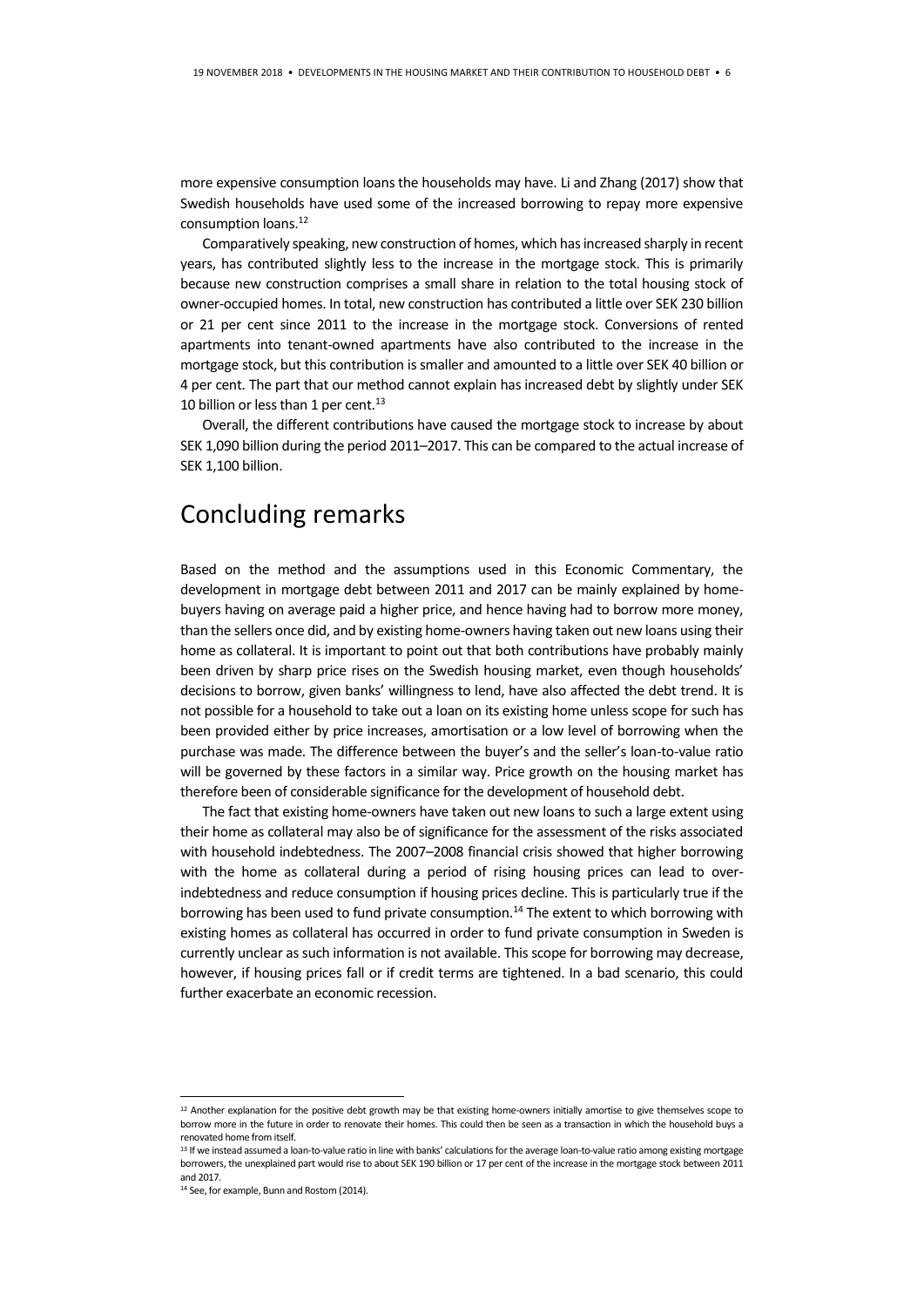more expensive consumption loans the households may have. Li and Zhang (2017) show that Swedish households have used some of the increased borrowing to repay more expensive consumption loans.[12]

Comparatively speaking, new construction of homes, which has increased sharply in recent years, has contributed slightly less to the increase in the mortgage stock. This is primarily because new construction comprises a small share in relation to the total housing stock of owner-occupied homes. In total, new construction has contributed a little over SEK 230 billion or 21 per cent since 2011 to the increase in the mortgage stock. Conversions of rented apartments into tenant-owned apartments have also contributed to the increase in the mortgage stock, but this contribution is smaller and amounted to a little over SEK 40 billion or 4 per cent. The part that our method cannot explain has increased debt by slightly under SEK 10 billion or less than 1 per cent.[13]

Overall, the different contributions have caused the mortgage stock to increase by about SEK 1,090 billion during the period 2011–2017. This can be compared to the actual increase of SEK 1,100 billion.

# Concluding remarks

Based on the method and the assumptions used in this Economic Commentary, the development in mortgage debt between 2011 and 2017 can be mainly explained by home-buyers having on average paid a higher price, and hence having had to borrow more money, than the sellers once did, and by existing home-owners having taken out new loans using their home as collateral. It is important to point out that both contributions have probably mainly been driven by sharp price rises on the Swedish housing market, even though households' decisions to borrow, given banks' willingness to lend, have also affected the debt trend. It is not possible for a household to take out a loan on its existing home unless scope for such has been provided either by price increases, amortisation or a low level of borrowing when the purchase was made. The difference between the buyer's and the seller's loan-to-value ratio will be governed by these factors in a similar way. Price growth on the housing market has therefore been of considerable significance for the development of household debt.

The fact that existing home-owners have taken out new loans to such a large extent using their home as collateral may also be of significance for the assessment of the risks associated with household indebtedness. The 2007–2008 financial crisis showed that higher borrowing with the home as collateral during a period of rising housing prices can lead to over-indebtedness and reduce consumption if housing prices decline. This is particularly true if the borrowing has been used to fund private consumption.[14] The extent to which borrowing with existing homes as collateral has occurred in order to fund private consumption in Sweden is currently unclear as such information is not available. This scope for borrowing may decrease, however, if housing prices fall or if credit terms are tightened. In a bad scenario, this could further exacerbate an economic recession.

---

[12] Another explanation for the positive debt growth may be that existing home-owners initially amortise to give themselves scope to borrow more in the future in order to renovate their homes. This could then be seen as a transaction in which the household buys a renovated home from itself.

[13] If we instead assumed a loan-to-value ratio in line with banks' calculations for the average loan-to-value ratio among existing mortgage borrowers, the unexplained part would rise to about SEK 190 billion or 17 per cent of the increase in the mortgage stock between 2011 and 2017.

[14] See, for example, Bunn and Rostom (2014).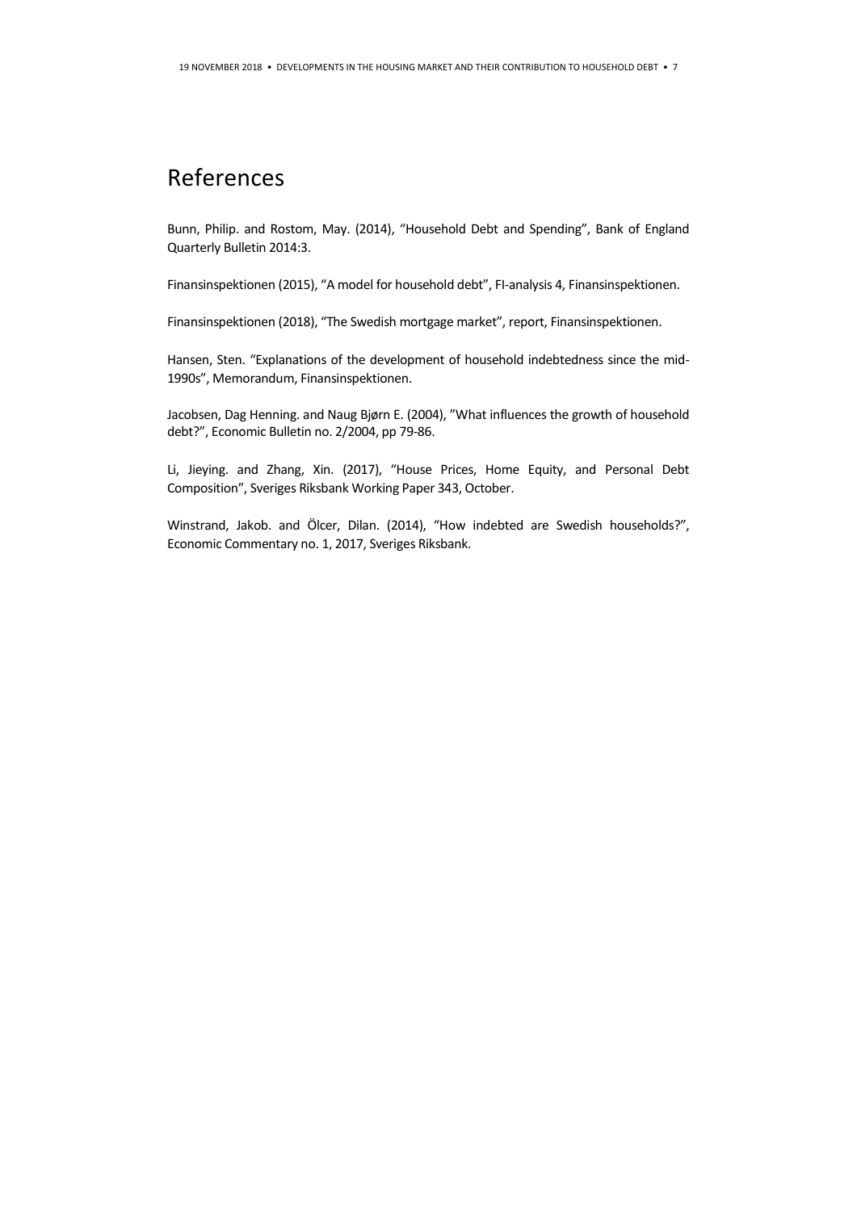# References

Bunn, Philip. and Rostom, May. (2014), “Household Debt and Spending”, Bank of England Quarterly Bulletin 2014:3.

Finansinspektionen (2015), “A model for household debt”, FI-analysis 4, Finansinspektionen.

Finansinspektionen (2018), “The Swedish mortgage market”, report, Finansinspektionen.

Hansen, Sten. “Explanations of the development of household indebtedness since the mid-1990s”, Memorandum, Finansinspektionen.

Jacobsen, Dag Henning. and Naug Bjørn E. (2004), ”What influences the growth of household debt?”, Economic Bulletin no. 2/2004, pp 79-86.

Li, Jieying. and Zhang, Xin. (2017), “House Prices, Home Equity, and Personal Debt Composition”, Sveriges Riksbank Working Paper 343, October.

Winstrand, Jakob. and Ölcer, Dilan. (2014), “How indebted are Swedish households?”, Economic Commentary no. 1, 2017, Sveriges Riksbank.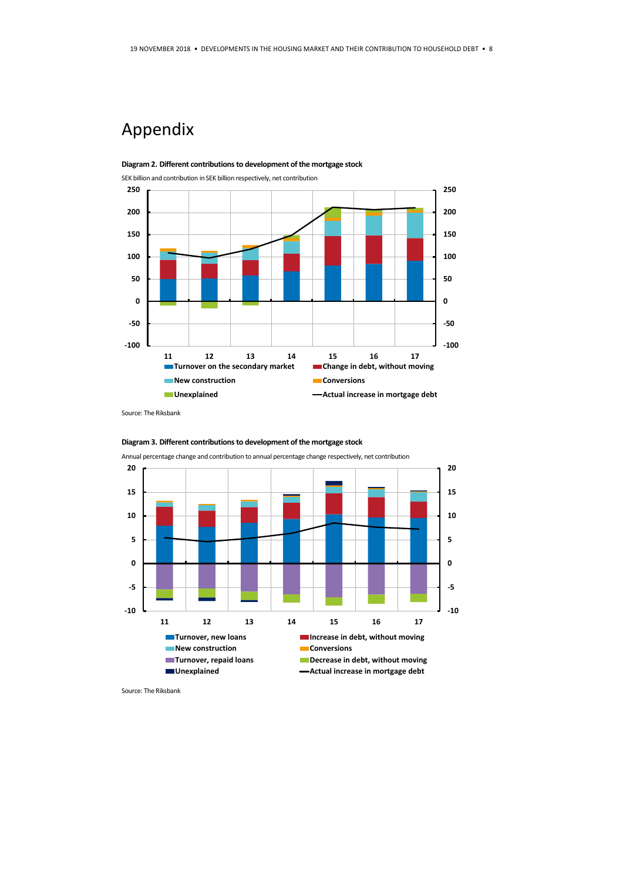# Appendix

**Diagram 2. Different contributions to development of the mortgage stock**

SEK billion and contribution in SEK billion respectively, net contribution

Source: The Riksbank

**Diagram 3. Different contributions to development of the mortgage stock**

Annual percentage change and contribution to annual percentage change respectively, net contribution

Source: The Riksbank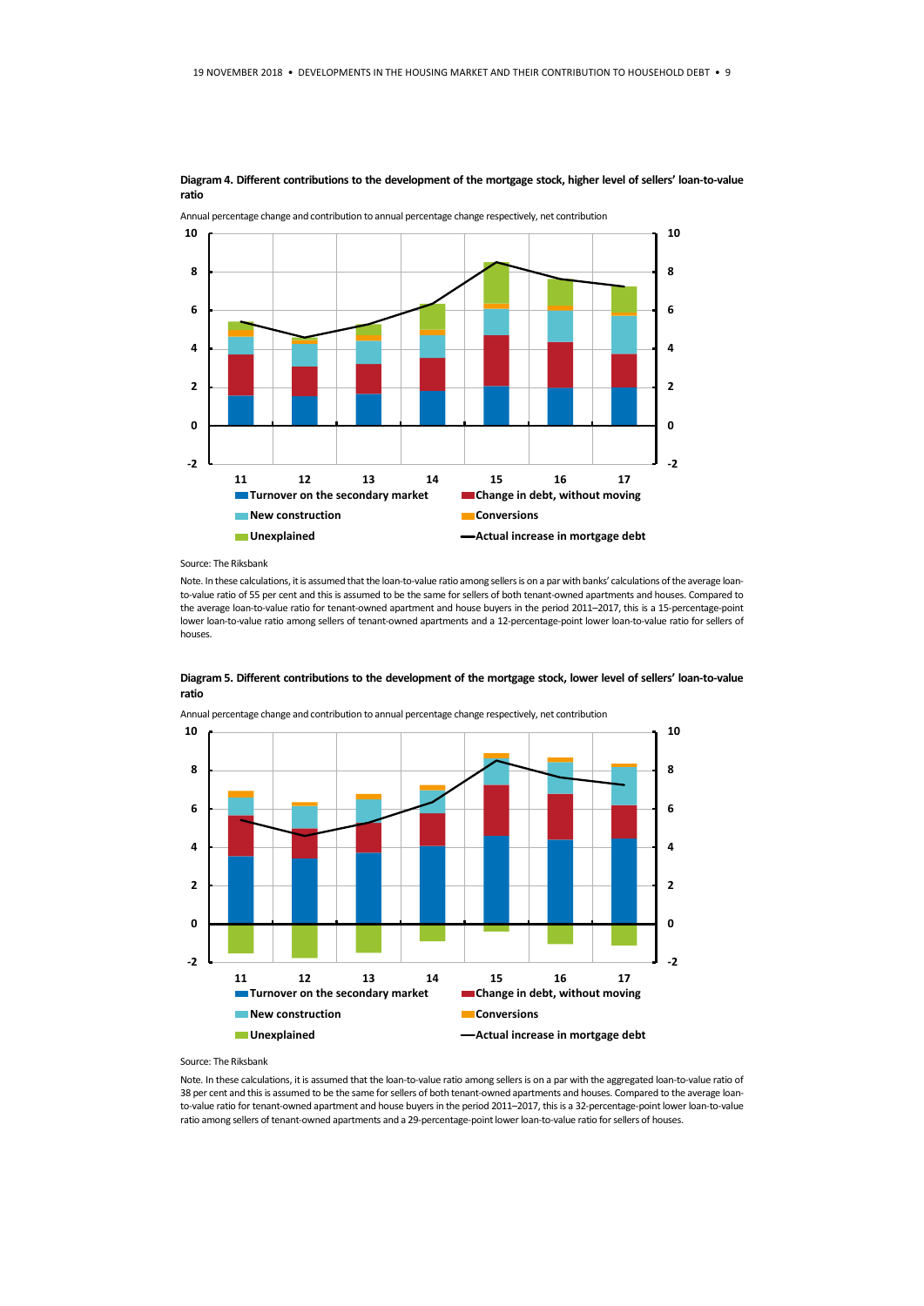**Diagram 4. Different contributions to the development of the mortgage stock, higher level of sellers' loan-to-value ratio**

Annual percentage change and contribution to annual percentage change respectively, net contribution

Source: The Riksbank

Note. In these calculations, it is assumed that the loan-to-value ratio among sellers is on a par with banks' calculations of the average loan-to-value ratio of 55 per cent and this is assumed to be the same for sellers of both tenant-owned apartments and houses. Compared to the average loan-to-value ratio for tenant-owned apartment and house buyers in the period 2011–2017, this is a 15-percentage-point lower loan-to-value ratio among sellers of tenant-owned apartments and a 12-percentage-point lower loan-to-value ratio for sellers of houses.

**Diagram 5. Different contributions to the development of the mortgage stock, lower level of sellers' loan-to-value ratio**

Annual percentage change and contribution to annual percentage change respectively, net contribution

Source: The Riksbank

Note. In these calculations, it is assumed that the loan-to-value ratio among sellers is on a par with the aggregated loan-to-value ratio of 38 per cent and this is assumed to be the same for sellers of both tenant-owned apartments and houses. Compared to the average loan-to-value ratio for tenant-owned apartment and house buyers in the period 2011–2017, this is a 32-percentage-point lower loan-to-value ratio among sellers of tenant-owned apartments and a 29-percentage-point lower loan-to-value ratio for sellers of houses.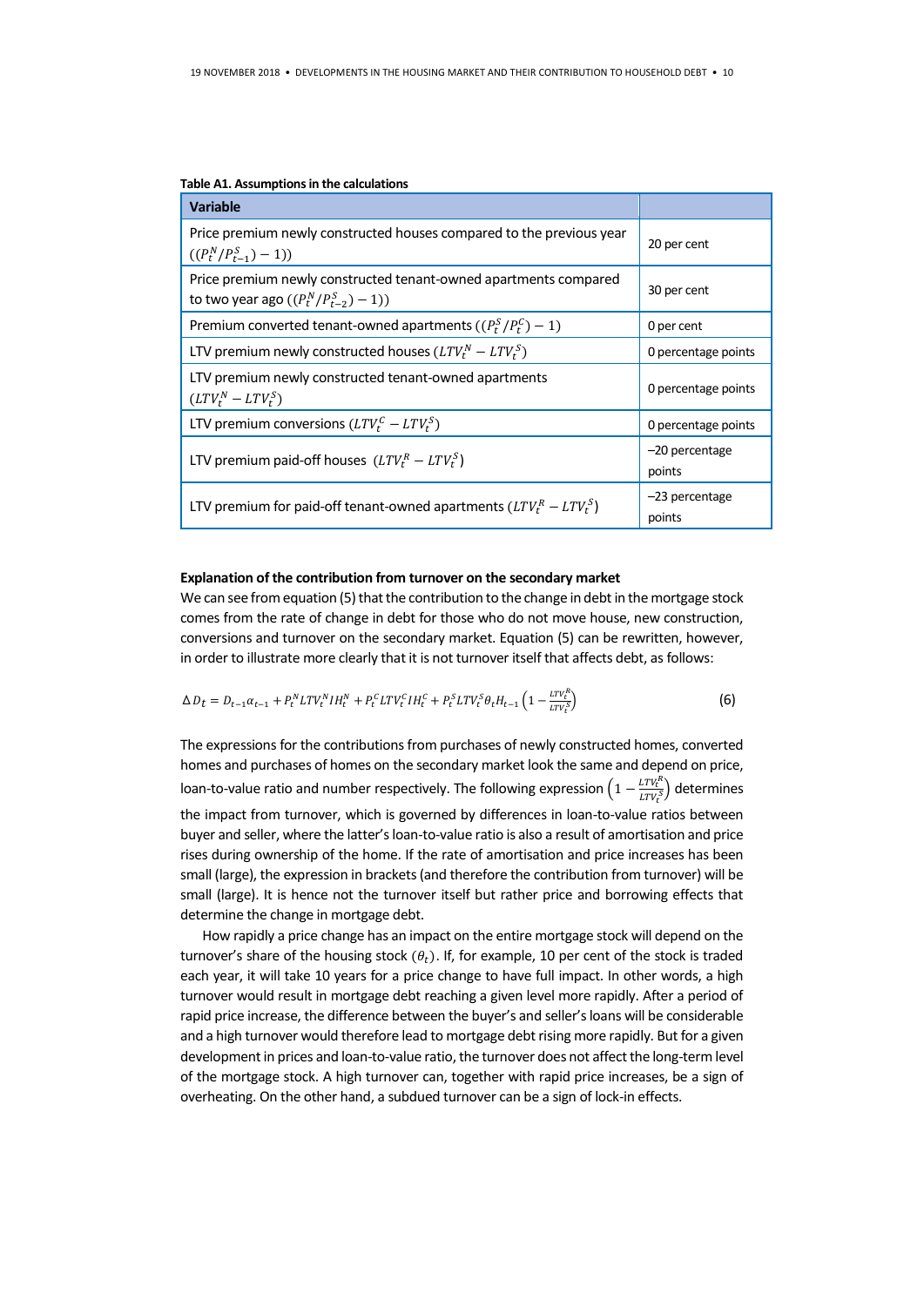**Table A1. Assumptions in the calculations**

| Variable | |
|---|---|
| Price premium newly constructed houses compared to the previous year $((P_t^N/P_{t-1}^S) - 1))$ | 20 per cent |
| Price premium newly constructed tenant-owned apartments compared to two year ago $((P_t^N/P_{t-2}^S) - 1))$ | 30 per cent |
| Premium converted tenant-owned apartments $((P_t^S/P_t^C) - 1)$ | 0 per cent |
| LTV premium newly constructed houses $(LTV_t^N - LTV_t^S)$ | 0 percentage points |
| LTV premium newly constructed tenant-owned apartments $(LTV_t^N - LTV_t^S)$ | 0 percentage points |
| LTV premium conversions $(LTV_t^C - LTV_t^S)$ | 0 percentage points |
| LTV premium paid-off houses $(LTV_t^R - LTV_t^S)$ | –20 percentage points |
| LTV premium for paid-off tenant-owned apartments $(LTV_t^R - LTV_t^S)$ | –23 percentage points |

**Explanation of the contribution from turnover on the secondary market**

We can see from equation (5) that the contribution to the change in debt in the mortgage stock comes from the rate of change in debt for those who do not move house, new construction, conversions and turnover on the secondary market. Equation (5) can be rewritten, however, in order to illustrate more clearly that it is not turnover itself that affects debt, as follows:

$$\Delta D_t = D_{t-1}\alpha_{t-1} + P_t^N LTV_t^N IH_t^N + P_t^C LTV_t^C IH_t^C + P_t^S LTV_t^S \theta_t H_{t-1}\left(1 - \frac{LTV_t^R}{LTV_t^S}\right) \tag{6}$$

The expressions for the contributions from purchases of newly constructed homes, converted homes and purchases of homes on the secondary market look the same and depend on price, loan-to-value ratio and number respectively. The following expression $\left(1 - \frac{LTV_t^R}{LTV_t^S}\right)$ determines the impact from turnover, which is governed by differences in loan-to-value ratios between buyer and seller, where the latter's loan-to-value ratio is also a result of amortisation and price rises during ownership of the home. If the rate of amortisation and price increases has been small (large), the expression in brackets (and therefore the contribution from turnover) will be small (large). It is hence not the turnover itself but rather price and borrowing effects that determine the change in mortgage debt.

How rapidly a price change has an impact on the entire mortgage stock will depend on the turnover's share of the housing stock ($\theta_t$). If, for example, 10 per cent of the stock is traded each year, it will take 10 years for a price change to have full impact. In other words, a high turnover would result in mortgage debt reaching a given level more rapidly. After a period of rapid price increase, the difference between the buyer's and seller's loans will be considerable and a high turnover would therefore lead to mortgage debt rising more rapidly. But for a given development in prices and loan-to-value ratio, the turnover does not affect the long-term level of the mortgage stock. A high turnover can, together with rapid price increases, be a sign of overheating. On the other hand, a subdued turnover can be a sign of lock-in effects.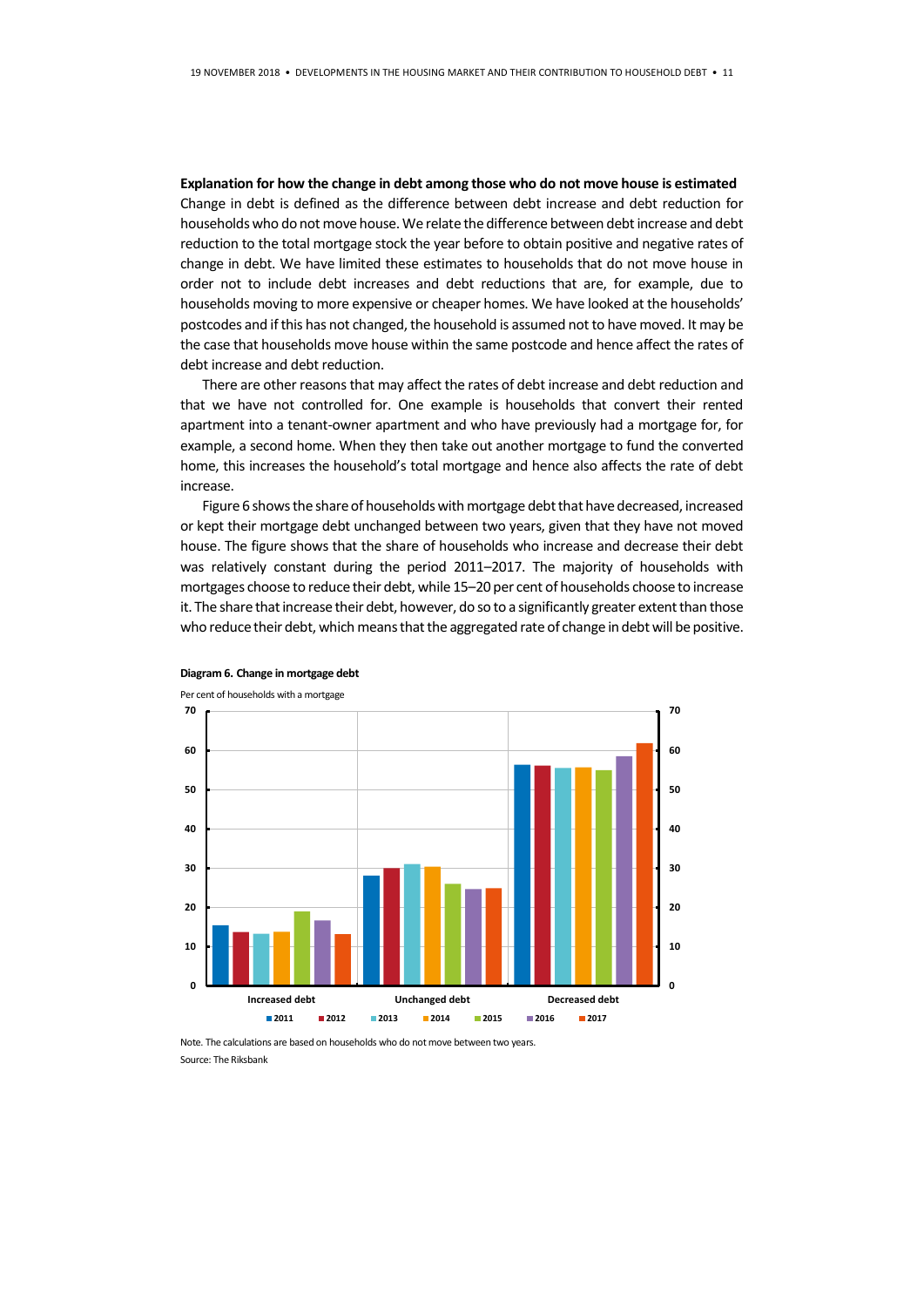**Explanation for how the change in debt among those who do not move house is estimated**

Change in debt is defined as the difference between debt increase and debt reduction for households who do not move house. We relate the difference between debt increase and debt reduction to the total mortgage stock the year before to obtain positive and negative rates of change in debt. We have limited these estimates to households that do not move house in order not to include debt increases and debt reductions that are, for example, due to households moving to more expensive or cheaper homes. We have looked at the households' postcodes and if this has not changed, the household is assumed not to have moved. It may be the case that households move house within the same postcode and hence affect the rates of debt increase and debt reduction.

There are other reasons that may affect the rates of debt increase and debt reduction and that we have not controlled for. One example is households that convert their rented apartment into a tenant-owner apartment and who have previously had a mortgage for, for example, a second home. When they then take out another mortgage to fund the converted home, this increases the household's total mortgage and hence also affects the rate of debt increase.

Figure 6 shows the share of households with mortgage debt that have decreased, increased or kept their mortgage debt unchanged between two years, given that they have not moved house. The figure shows that the share of households who increase and decrease their debt was relatively constant during the period 2011–2017. The majority of households with mortgages choose to reduce their debt, while 15–20 per cent of households choose to increase it. The share that increase their debt, however, do so to a significantly greater extent than those who reduce their debt, which means that the aggregated rate of change in debt will be positive.

**Diagram 6. Change in mortgage debt**

Per cent of households with a mortgage

70, 60, 50, 40, 30, 20, 10, 0

Increased debt, Unchanged debt, Decreased debt

2011, 2012, 2013, 2014, 2015, 2016, 2017

Note. The calculations are based on households who do not move between two years.

Source: The Riksbank